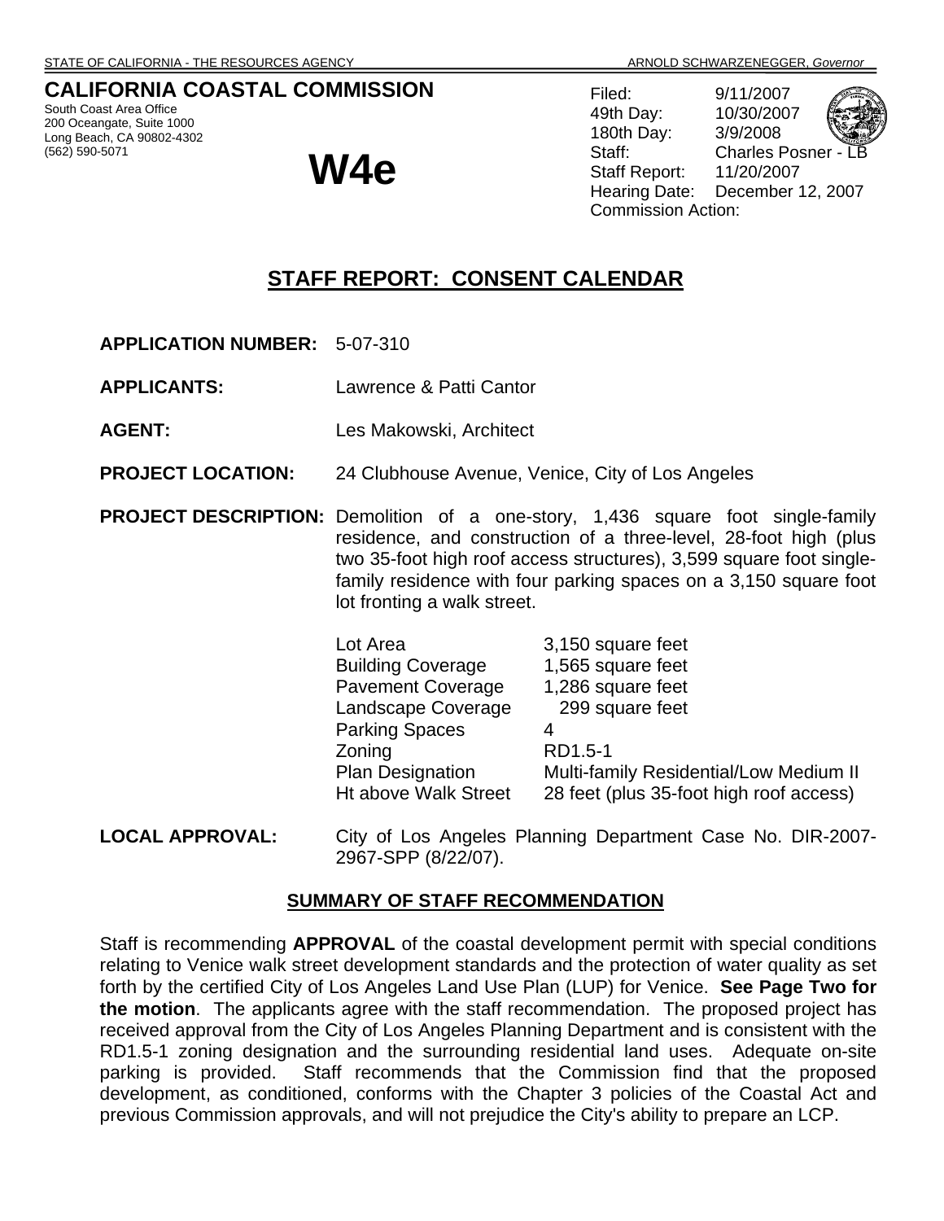STATE OF CALIFORNIA - THE RESOURCES AGENCY ARNOLD SCHWARZENEGGER, *Governor*

**CALIFORNIA COASTAL COMMISSION**
South Coast Area Office
200 Oceangate, Suite 1000
Long Beach, CA 90802-4302
(562) 590-5071

# W4e

Filed: 9/11/2007
49th Day: 10/30/2007
180th Day: 3/9/2008
Staff: Charles Posner - LB
Staff Report: 11/20/2007
Hearing Date: December 12, 2007
Commission Action:

## STAFF REPORT: CONSENT CALENDAR

**APPLICATION NUMBER:** 5-07-310

**APPLICANTS:** Lawrence & Patti Cantor

**AGENT:** Les Makowski, Architect

**PROJECT LOCATION:** 24 Clubhouse Avenue, Venice, City of Los Angeles

**PROJECT DESCRIPTION:** Demolition of a one-story, 1,436 square foot single-family residence, and construction of a three-level, 28-foot high (plus two 35-foot high roof access structures), 3,599 square foot single-family residence with four parking spaces on a 3,150 square foot lot fronting a walk street.

| | |
|---|---|
| Lot Area | 3,150 square feet |
| Building Coverage | 1,565 square feet |
| Pavement Coverage | 1,286 square feet |
| Landscape Coverage | 299 square feet |
| Parking Spaces | 4 |
| Zoning | RD1.5-1 |
| Plan Designation | Multi-family Residential/Low Medium II |
| Ht above Walk Street | 28 feet (plus 35-foot high roof access) |

**LOCAL APPROVAL:** City of Los Angeles Planning Department Case No. DIR-2007-2967-SPP (8/22/07).

**SUMMARY OF STAFF RECOMMENDATION**

Staff is recommending **APPROVAL** of the coastal development permit with special conditions relating to Venice walk street development standards and the protection of water quality as set forth by the certified City of Los Angeles Land Use Plan (LUP) for Venice. **See Page Two for the motion**. The applicants agree with the staff recommendation. The proposed project has received approval from the City of Los Angeles Planning Department and is consistent with the RD1.5-1 zoning designation and the surrounding residential land uses. Adequate on-site parking is provided. Staff recommends that the Commission find that the proposed development, as conditioned, conforms with the Chapter 3 policies of the Coastal Act and previous Commission approvals, and will not prejudice the City's ability to prepare an LCP.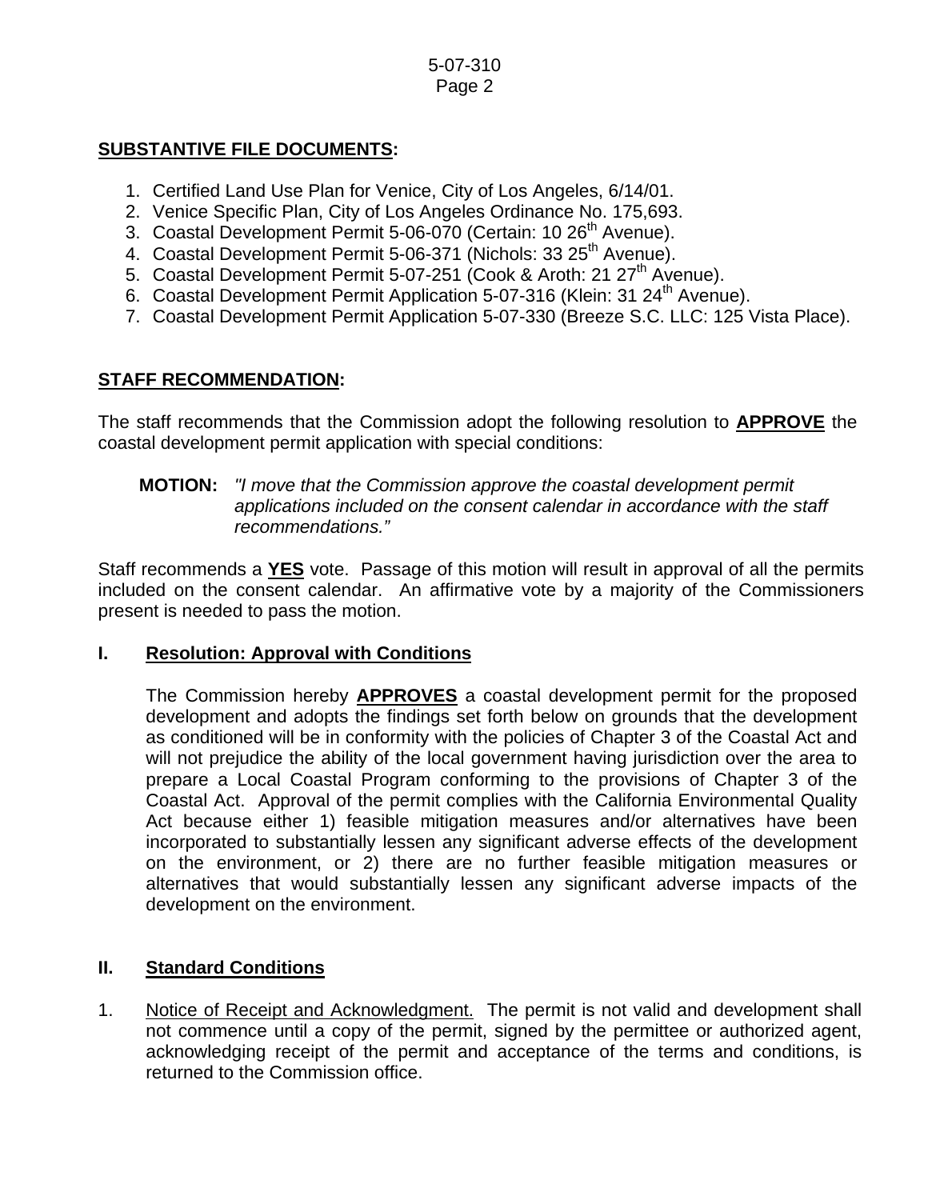**SUBSTANTIVE FILE DOCUMENTS:**

1. Certified Land Use Plan for Venice, City of Los Angeles, 6/14/01.
2. Venice Specific Plan, City of Los Angeles Ordinance No. 175,693.
3. Coastal Development Permit 5-06-070 (Certain: 10 26th Avenue).
4. Coastal Development Permit 5-06-371 (Nichols: 33 25th Avenue).
5. Coastal Development Permit 5-07-251 (Cook & Aroth: 21 27th Avenue).
6. Coastal Development Permit Application 5-07-316 (Klein: 31 24th Avenue).
7. Coastal Development Permit Application 5-07-330 (Breeze S.C. LLC: 125 Vista Place).

**STAFF RECOMMENDATION:**

The staff recommends that the Commission adopt the following resolution to **APPROVE** the coastal development permit application with special conditions:

**MOTION:** *"I move that the Commission approve the coastal development permit applications included on the consent calendar in accordance with the staff recommendations."*

Staff recommends a **YES** vote. Passage of this motion will result in approval of all the permits included on the consent calendar. An affirmative vote by a majority of the Commissioners present is needed to pass the motion.

## I. Resolution: Approval with Conditions

The Commission hereby **APPROVES** a coastal development permit for the proposed development and adopts the findings set forth below on grounds that the development as conditioned will be in conformity with the policies of Chapter 3 of the Coastal Act and will not prejudice the ability of the local government having jurisdiction over the area to prepare a Local Coastal Program conforming to the provisions of Chapter 3 of the Coastal Act. Approval of the permit complies with the California Environmental Quality Act because either 1) feasible mitigation measures and/or alternatives have been incorporated to substantially lessen any significant adverse effects of the development on the environment, or 2) there are no further feasible mitigation measures or alternatives that would substantially lessen any significant adverse impacts of the development on the environment.

## II. Standard Conditions

1. Notice of Receipt and Acknowledgment. The permit is not valid and development shall not commence until a copy of the permit, signed by the permittee or authorized agent, acknowledging receipt of the permit and acceptance of the terms and conditions, is returned to the Commission office.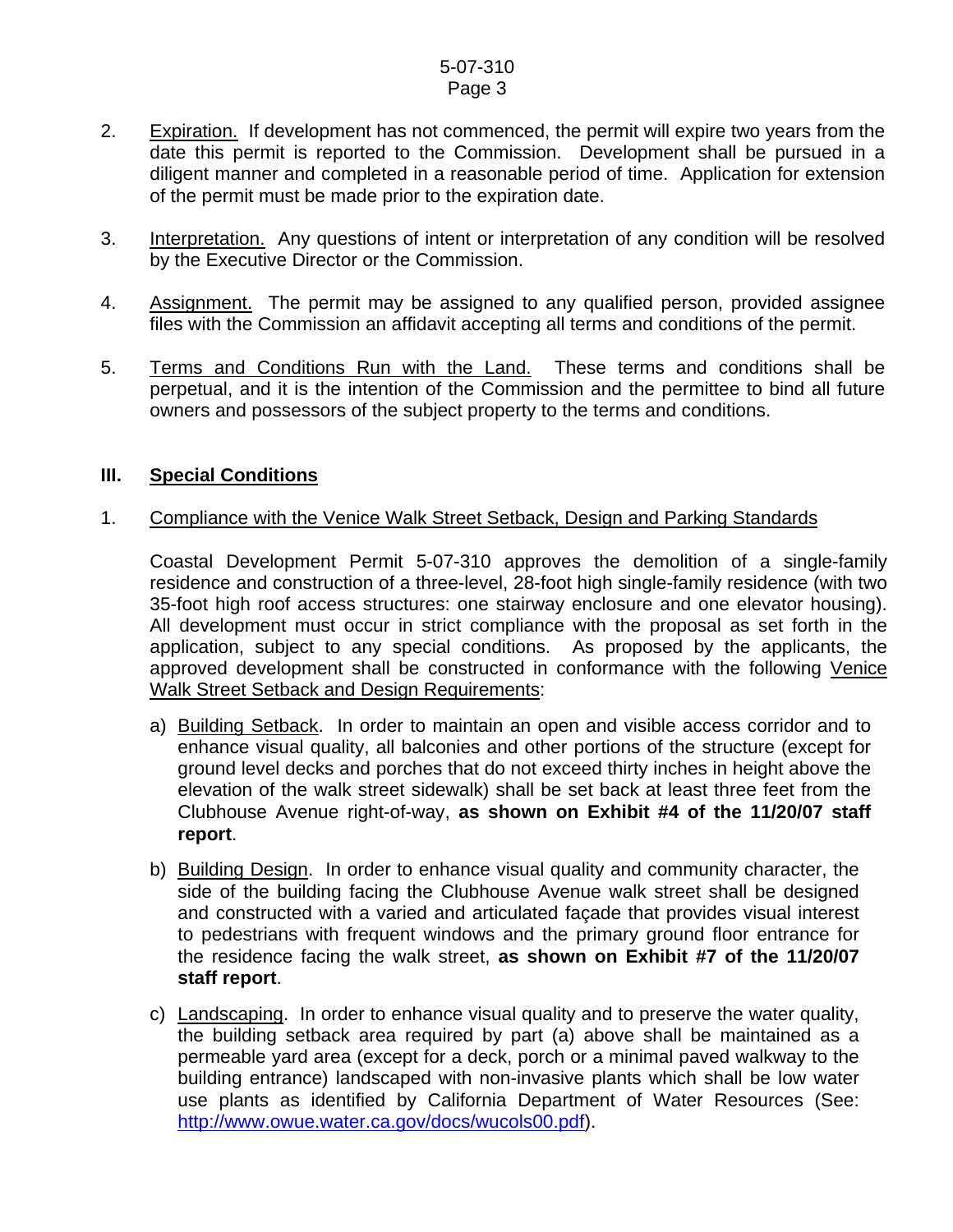2. Expiration. If development has not commenced, the permit will expire two years from the date this permit is reported to the Commission. Development shall be pursued in a diligent manner and completed in a reasonable period of time. Application for extension of the permit must be made prior to the expiration date.

3. Interpretation. Any questions of intent or interpretation of any condition will be resolved by the Executive Director or the Commission.

4. Assignment. The permit may be assigned to any qualified person, provided assignee files with the Commission an affidavit accepting all terms and conditions of the permit.

5. Terms and Conditions Run with the Land. These terms and conditions shall be perpetual, and it is the intention of the Commission and the permittee to bind all future owners and possessors of the subject property to the terms and conditions.

## III. Special Conditions

1. Compliance with the Venice Walk Street Setback, Design and Parking Standards

   Coastal Development Permit 5-07-310 approves the demolition of a single-family residence and construction of a three-level, 28-foot high single-family residence (with two 35-foot high roof access structures: one stairway enclosure and one elevator housing). All development must occur in strict compliance with the proposal as set forth in the application, subject to any special conditions. As proposed by the applicants, the approved development shall be constructed in conformance with the following Venice Walk Street Setback and Design Requirements:

   a) Building Setback. In order to maintain an open and visible access corridor and to enhance visual quality, all balconies and other portions of the structure (except for ground level decks and porches that do not exceed thirty inches in height above the elevation of the walk street sidewalk) shall be set back at least three feet from the Clubhouse Avenue right-of-way, **as shown on Exhibit #4 of the 11/20/07 staff report**.

   b) Building Design. In order to enhance visual quality and community character, the side of the building facing the Clubhouse Avenue walk street shall be designed and constructed with a varied and articulated façade that provides visual interest to pedestrians with frequent windows and the primary ground floor entrance for the residence facing the walk street, **as shown on Exhibit #7 of the 11/20/07 staff report**.

   c) Landscaping. In order to enhance visual quality and to preserve the water quality, the building setback area required by part (a) above shall be maintained as a permeable yard area (except for a deck, porch or a minimal paved walkway to the building entrance) landscaped with non-invasive plants which shall be low water use plants as identified by California Department of Water Resources (See: http://www.owue.water.ca.gov/docs/wucols00.pdf).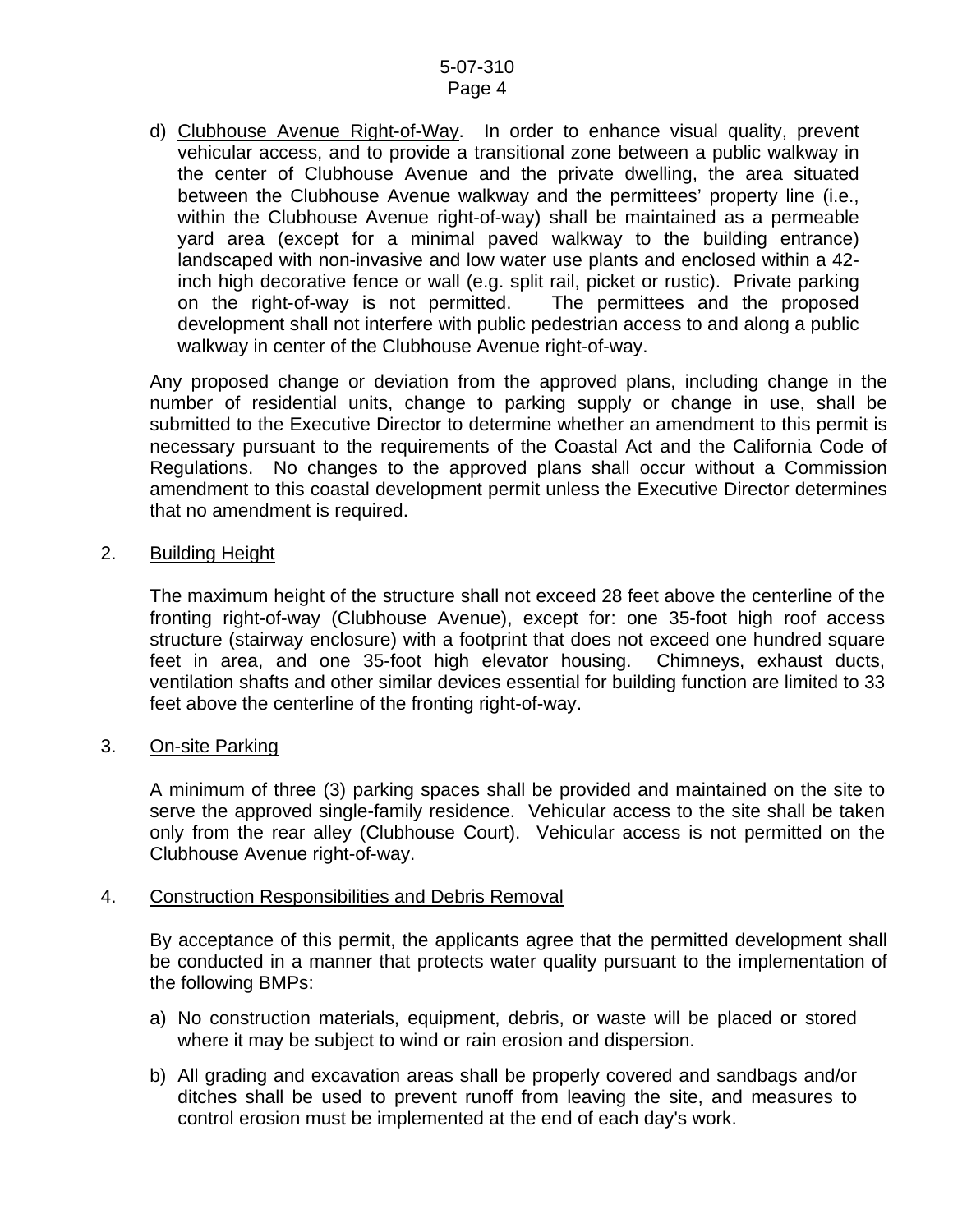d) Clubhouse Avenue Right-of-Way. In order to enhance visual quality, prevent vehicular access, and to provide a transitional zone between a public walkway in the center of Clubhouse Avenue and the private dwelling, the area situated between the Clubhouse Avenue walkway and the permittees' property line (i.e., within the Clubhouse Avenue right-of-way) shall be maintained as a permeable yard area (except for a minimal paved walkway to the building entrance) landscaped with non-invasive and low water use plants and enclosed within a 42-inch high decorative fence or wall (e.g. split rail, picket or rustic). Private parking on the right-of-way is not permitted. The permittees and the proposed development shall not interfere with public pedestrian access to and along a public walkway in center of the Clubhouse Avenue right-of-way.

Any proposed change or deviation from the approved plans, including change in the number of residential units, change to parking supply or change in use, shall be submitted to the Executive Director to determine whether an amendment to this permit is necessary pursuant to the requirements of the Coastal Act and the California Code of Regulations. No changes to the approved plans shall occur without a Commission amendment to this coastal development permit unless the Executive Director determines that no amendment is required.

2. Building Height

The maximum height of the structure shall not exceed 28 feet above the centerline of the fronting right-of-way (Clubhouse Avenue), except for: one 35-foot high roof access structure (stairway enclosure) with a footprint that does not exceed one hundred square feet in area, and one 35-foot high elevator housing. Chimneys, exhaust ducts, ventilation shafts and other similar devices essential for building function are limited to 33 feet above the centerline of the fronting right-of-way.

3. On-site Parking

A minimum of three (3) parking spaces shall be provided and maintained on the site to serve the approved single-family residence. Vehicular access to the site shall be taken only from the rear alley (Clubhouse Court). Vehicular access is not permitted on the Clubhouse Avenue right-of-way.

4. Construction Responsibilities and Debris Removal

By acceptance of this permit, the applicants agree that the permitted development shall be conducted in a manner that protects water quality pursuant to the implementation of the following BMPs:

a) No construction materials, equipment, debris, or waste will be placed or stored where it may be subject to wind or rain erosion and dispersion.

b) All grading and excavation areas shall be properly covered and sandbags and/or ditches shall be used to prevent runoff from leaving the site, and measures to control erosion must be implemented at the end of each day's work.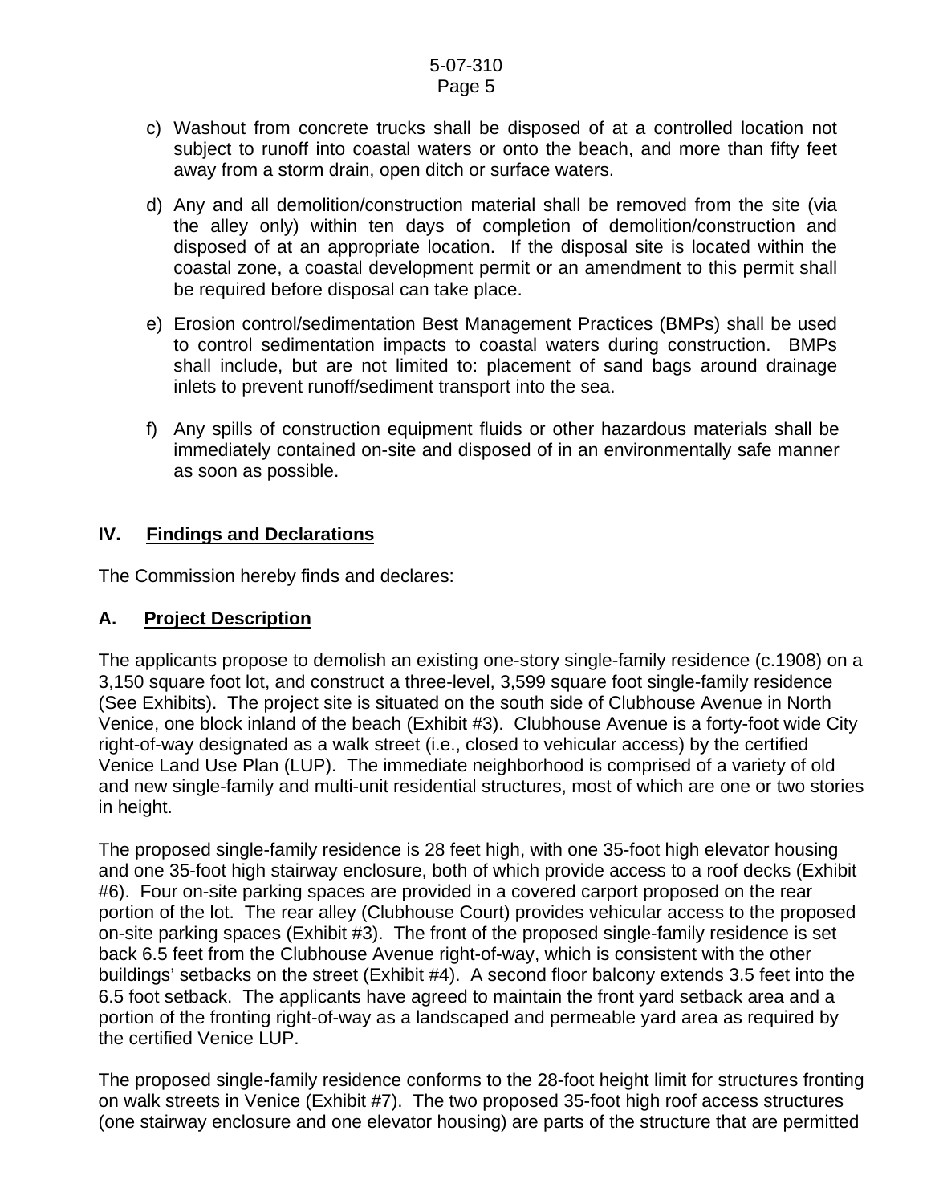c) Washout from concrete trucks shall be disposed of at a controlled location not subject to runoff into coastal waters or onto the beach, and more than fifty feet away from a storm drain, open ditch or surface waters.

d) Any and all demolition/construction material shall be removed from the site (via the alley only) within ten days of completion of demolition/construction and disposed of at an appropriate location. If the disposal site is located within the coastal zone, a coastal development permit or an amendment to this permit shall be required before disposal can take place.

e) Erosion control/sedimentation Best Management Practices (BMPs) shall be used to control sedimentation impacts to coastal waters during construction. BMPs shall include, but are not limited to: placement of sand bags around drainage inlets to prevent runoff/sediment transport into the sea.

f) Any spills of construction equipment fluids or other hazardous materials shall be immediately contained on-site and disposed of in an environmentally safe manner as soon as possible.

## IV. Findings and Declarations

The Commission hereby finds and declares:

### A. Project Description

The applicants propose to demolish an existing one-story single-family residence (c.1908) on a 3,150 square foot lot, and construct a three-level, 3,599 square foot single-family residence (See Exhibits). The project site is situated on the south side of Clubhouse Avenue in North Venice, one block inland of the beach (Exhibit #3). Clubhouse Avenue is a forty-foot wide City right-of-way designated as a walk street (i.e., closed to vehicular access) by the certified Venice Land Use Plan (LUP). The immediate neighborhood is comprised of a variety of old and new single-family and multi-unit residential structures, most of which are one or two stories in height.

The proposed single-family residence is 28 feet high, with one 35-foot high elevator housing and one 35-foot high stairway enclosure, both of which provide access to a roof decks (Exhibit #6). Four on-site parking spaces are provided in a covered carport proposed on the rear portion of the lot. The rear alley (Clubhouse Court) provides vehicular access to the proposed on-site parking spaces (Exhibit #3). The front of the proposed single-family residence is set back 6.5 feet from the Clubhouse Avenue right-of-way, which is consistent with the other buildings' setbacks on the street (Exhibit #4). A second floor balcony extends 3.5 feet into the 6.5 foot setback. The applicants have agreed to maintain the front yard setback area and a portion of the fronting right-of-way as a landscaped and permeable yard area as required by the certified Venice LUP.

The proposed single-family residence conforms to the 28-foot height limit for structures fronting on walk streets in Venice (Exhibit #7). The two proposed 35-foot high roof access structures (one stairway enclosure and one elevator housing) are parts of the structure that are permitted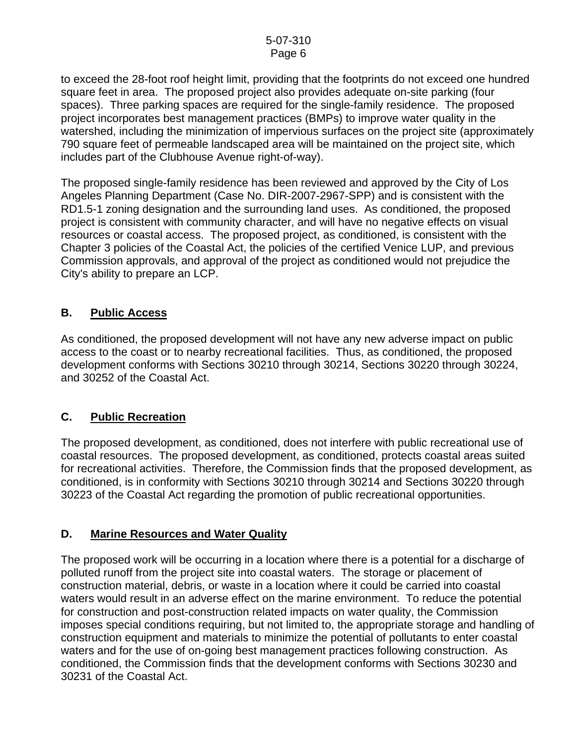to exceed the 28-foot roof height limit, providing that the footprints do not exceed one hundred square feet in area. The proposed project also provides adequate on-site parking (four spaces). Three parking spaces are required for the single-family residence. The proposed project incorporates best management practices (BMPs) to improve water quality in the watershed, including the minimization of impervious surfaces on the project site (approximately 790 square feet of permeable landscaped area will be maintained on the project site, which includes part of the Clubhouse Avenue right-of-way).

The proposed single-family residence has been reviewed and approved by the City of Los Angeles Planning Department (Case No. DIR-2007-2967-SPP) and is consistent with the RD1.5-1 zoning designation and the surrounding land uses. As conditioned, the proposed project is consistent with community character, and will have no negative effects on visual resources or coastal access. The proposed project, as conditioned, is consistent with the Chapter 3 policies of the Coastal Act, the policies of the certified Venice LUP, and previous Commission approvals, and approval of the project as conditioned would not prejudice the City's ability to prepare an LCP.

## B. Public Access

As conditioned, the proposed development will not have any new adverse impact on public access to the coast or to nearby recreational facilities. Thus, as conditioned, the proposed development conforms with Sections 30210 through 30214, Sections 30220 through 30224, and 30252 of the Coastal Act.

## C. Public Recreation

The proposed development, as conditioned, does not interfere with public recreational use of coastal resources. The proposed development, as conditioned, protects coastal areas suited for recreational activities. Therefore, the Commission finds that the proposed development, as conditioned, is in conformity with Sections 30210 through 30214 and Sections 30220 through 30223 of the Coastal Act regarding the promotion of public recreational opportunities.

## D. Marine Resources and Water Quality

The proposed work will be occurring in a location where there is a potential for a discharge of polluted runoff from the project site into coastal waters. The storage or placement of construction material, debris, or waste in a location where it could be carried into coastal waters would result in an adverse effect on the marine environment. To reduce the potential for construction and post-construction related impacts on water quality, the Commission imposes special conditions requiring, but not limited to, the appropriate storage and handling of construction equipment and materials to minimize the potential of pollutants to enter coastal waters and for the use of on-going best management practices following construction. As conditioned, the Commission finds that the development conforms with Sections 30230 and 30231 of the Coastal Act.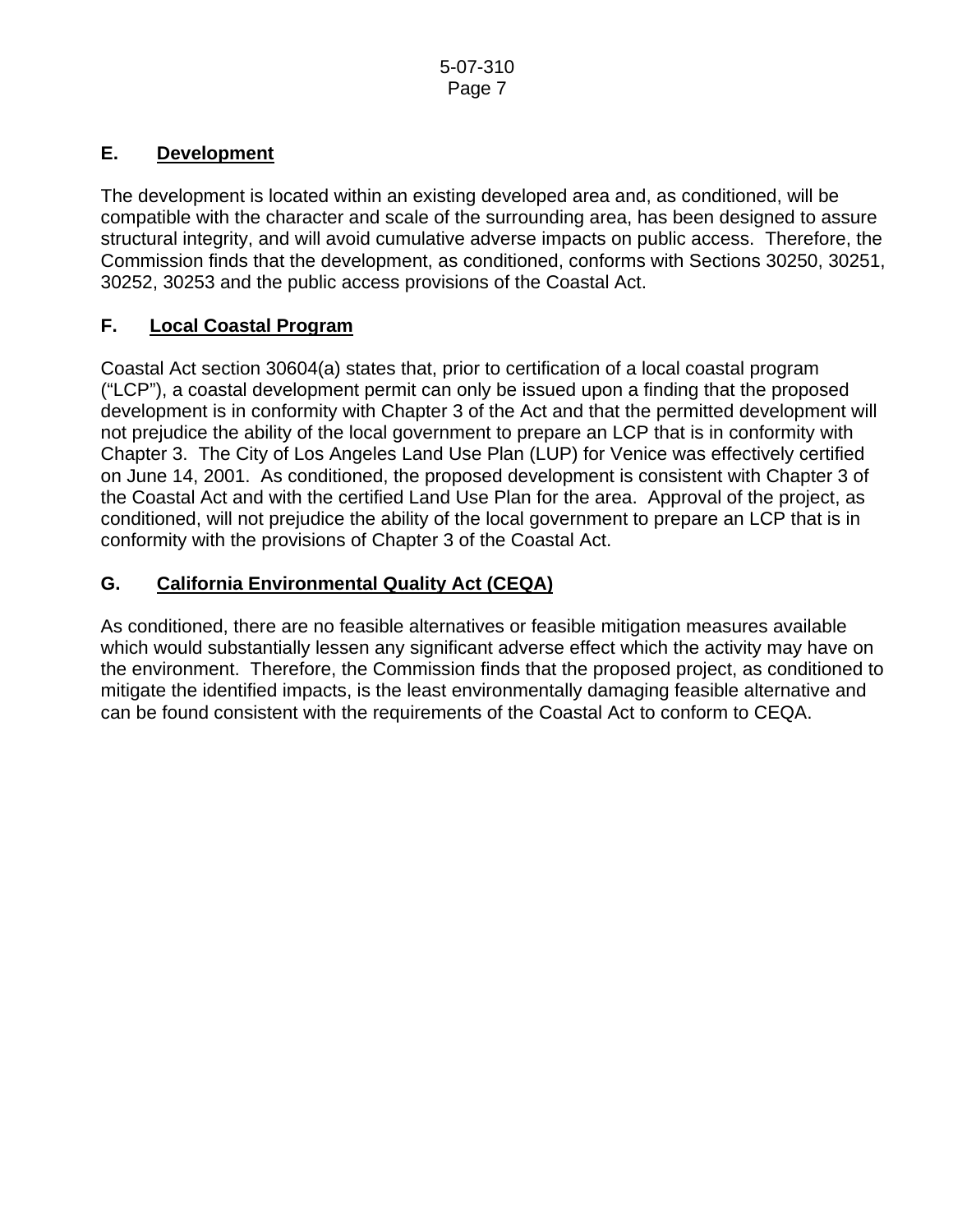### E. <u>Development</u>

The development is located within an existing developed area and, as conditioned, will be compatible with the character and scale of the surrounding area, has been designed to assure structural integrity, and will avoid cumulative adverse impacts on public access. Therefore, the Commission finds that the development, as conditioned, conforms with Sections 30250, 30251, 30252, 30253 and the public access provisions of the Coastal Act.

### F. <u>Local Coastal Program</u>

Coastal Act section 30604(a) states that, prior to certification of a local coastal program ("LCP"), a coastal development permit can only be issued upon a finding that the proposed development is in conformity with Chapter 3 of the Act and that the permitted development will not prejudice the ability of the local government to prepare an LCP that is in conformity with Chapter 3. The City of Los Angeles Land Use Plan (LUP) for Venice was effectively certified on June 14, 2001. As conditioned, the proposed development is consistent with Chapter 3 of the Coastal Act and with the certified Land Use Plan for the area. Approval of the project, as conditioned, will not prejudice the ability of the local government to prepare an LCP that is in conformity with the provisions of Chapter 3 of the Coastal Act.

### G. <u>California Environmental Quality Act (CEQA)</u>

As conditioned, there are no feasible alternatives or feasible mitigation measures available which would substantially lessen any significant adverse effect which the activity may have on the environment. Therefore, the Commission finds that the proposed project, as conditioned to mitigate the identified impacts, is the least environmentally damaging feasible alternative and can be found consistent with the requirements of the Coastal Act to conform to CEQA.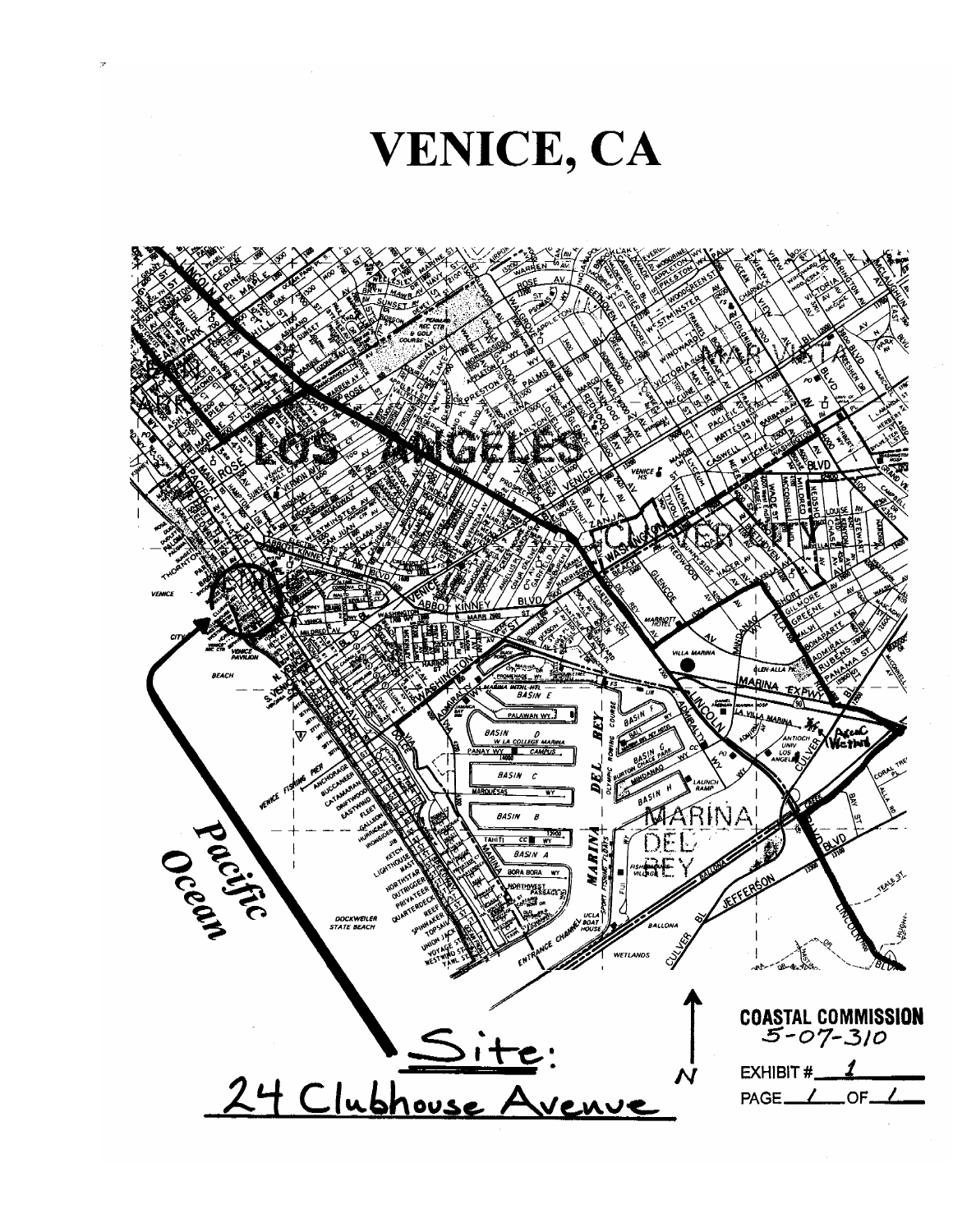# VENICE, CA

Site:
24 Clubhouse Avenue

COASTAL COMMISSION
5-07-310

EXHIBIT # 1

PAGE 1 OF 1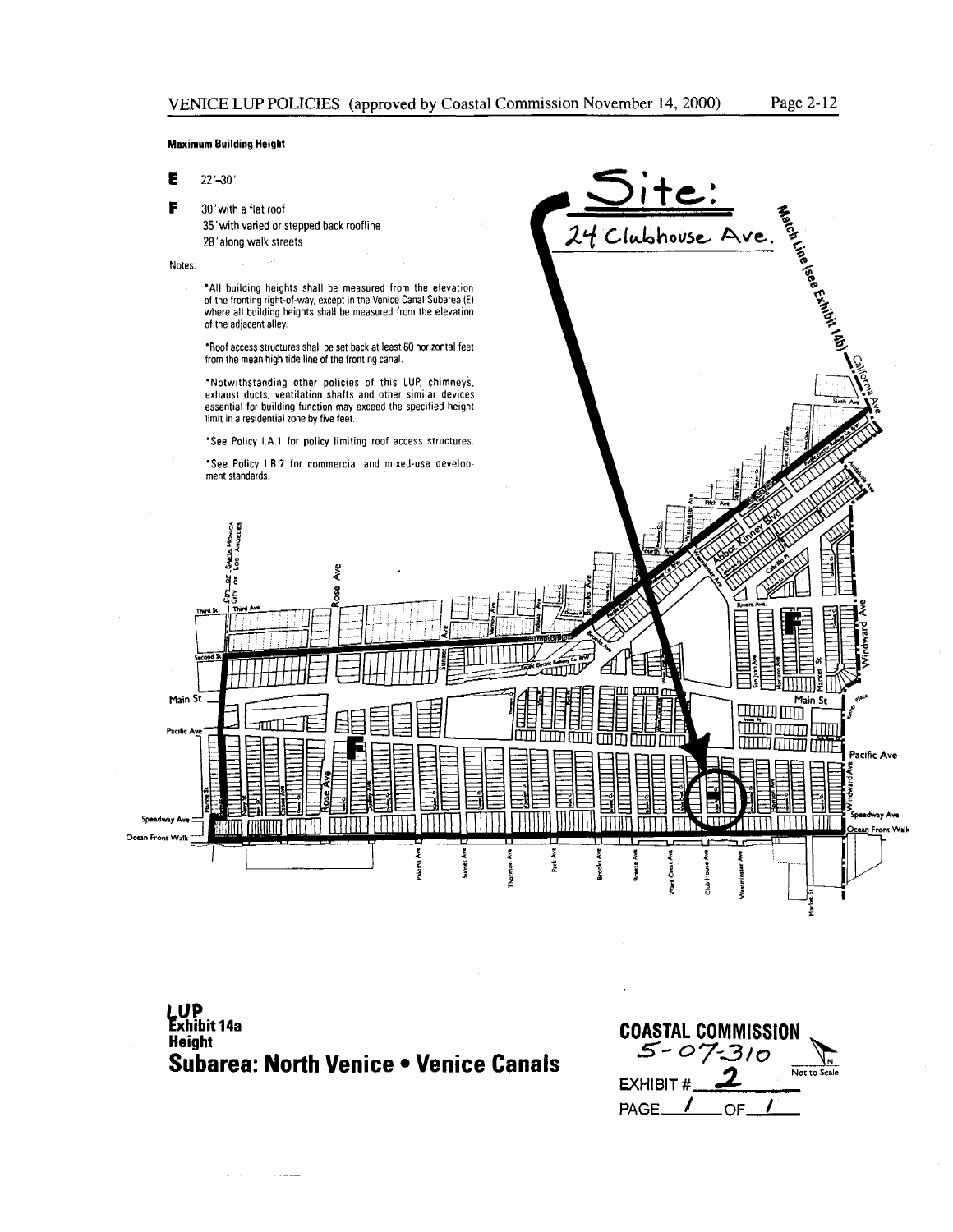VENICE LUP POLICIES (approved by Coastal Commission November 14, 2000)

**Maximum Building Height**

**E** 22'–30'

**F** 30' with a flat roof
35' with varied or stepped back roofline
28' along walk streets

Notes:

- *All building heights shall be measured from the elevation of the fronting right-of-way, except in the Venice Canal Subarea (E) where all building heights shall be measured from the elevation of the adjacent alley.
- *Roof access structures shall be set back at least 60 horizontal feet from the mean high tide line of the fronting canal.
- *Notwithstanding other policies of this LUP, chimneys, exhaust ducts, ventilation shafts and other similar devices essential for building function may exceed the specified height limit in a residential zone by five feet.
- *See Policy I.A.1 for policy limiting roof access structures.
- *See Policy I.B.7 for commercial and mixed-use development standards.

Site:
24 Clubhouse Ave.

Match Line (see Exhibit 14b)

**LUP**
**Exhibit 14a**
**Height**
**Subarea: North Venice • Venice Canals**

**COASTAL COMMISSION**
5-07-310
EXHIBIT # 2
PAGE 1 OF 1

Not to Scale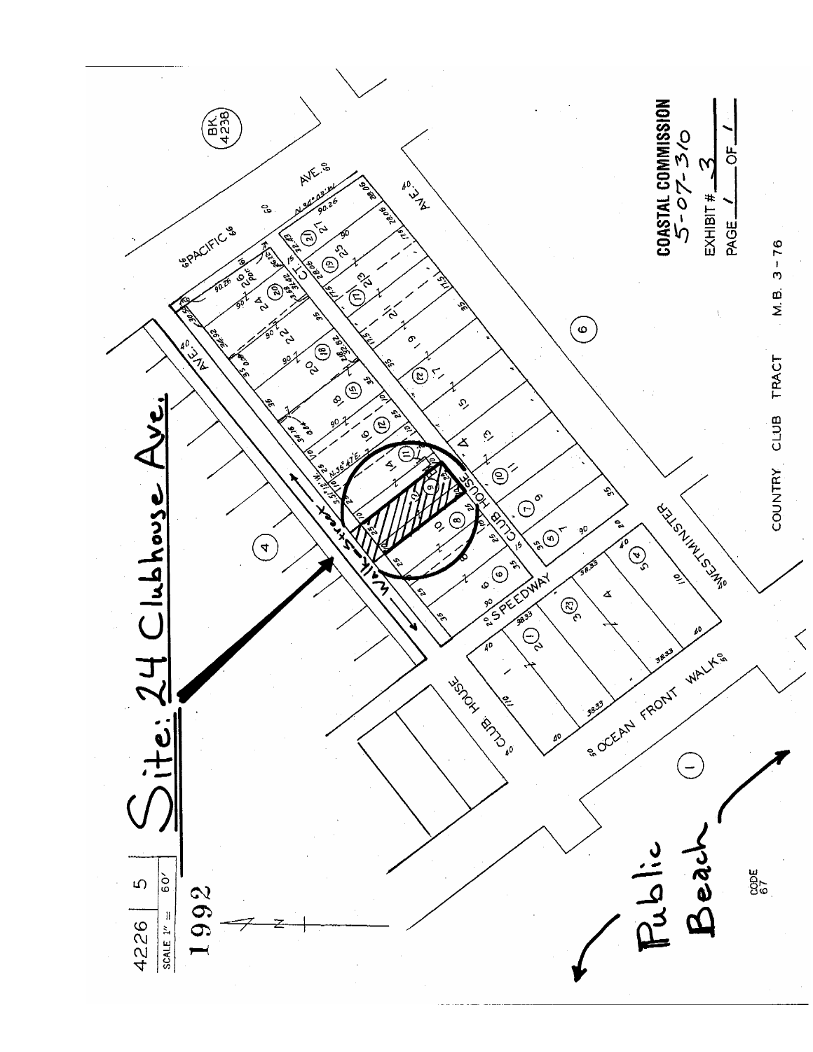4226 | 5

SCALE 1" = 60'

1992

# Site: 24 Clubhouse Ave.

Walk-Street

PACIFIC AVE.

AVE.

CLUB HOUSE AVE.

SPEEDWAY

WESTMINSTER

CLUB HOUSE

OCEAN FRONT WALK

CT.

Public Beach

BK. 4238

COASTAL COMMISSION
5-07-310
EXHIBIT # 3
PAGE 1 OF 1

COUNTRY CLUB TRACT M.B. 3-76

CODE 67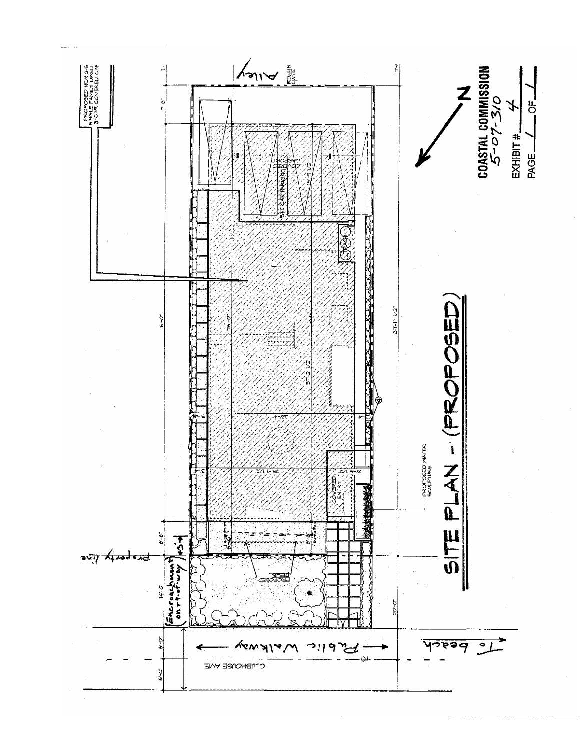# SITE PLAN - (PROPOSED)

PROPOSED NEW 2-S SINGLE FAMILY DWELL 3-CAR COVERED CAR

Alley

ROLLIN GATE

S+1 CAR PARKING

PROPOSED WATER SCULPTURE

COVERED ENTRY

PROPOSED DECK

property line

(Encroachment on rt-of-way)

Public Walkway

CLUBHOUSE AVE.

To beach

7'-6"

76'-0"

6'-6"

14'-0"

6'-0"

6'-0"

89'-11 1/2"

20'-0"

57'-2 1/2"

18'-4 1/2"

23'-1 1/2"

N

**COASTAL COMMISSION**
5-07-310

EXHIBIT # 4

PAGE 1 OF 1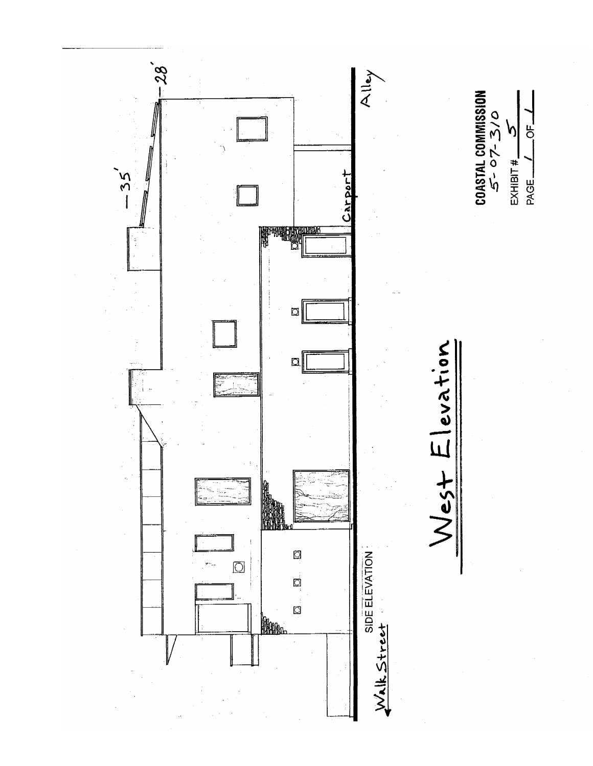# West Elevation

35'

28'

Alley

Carport

SIDE ELEVATION

Walk Street

COASTAL COMMISSION
5-07-310

EXHIBIT # 5

PAGE 1 OF 1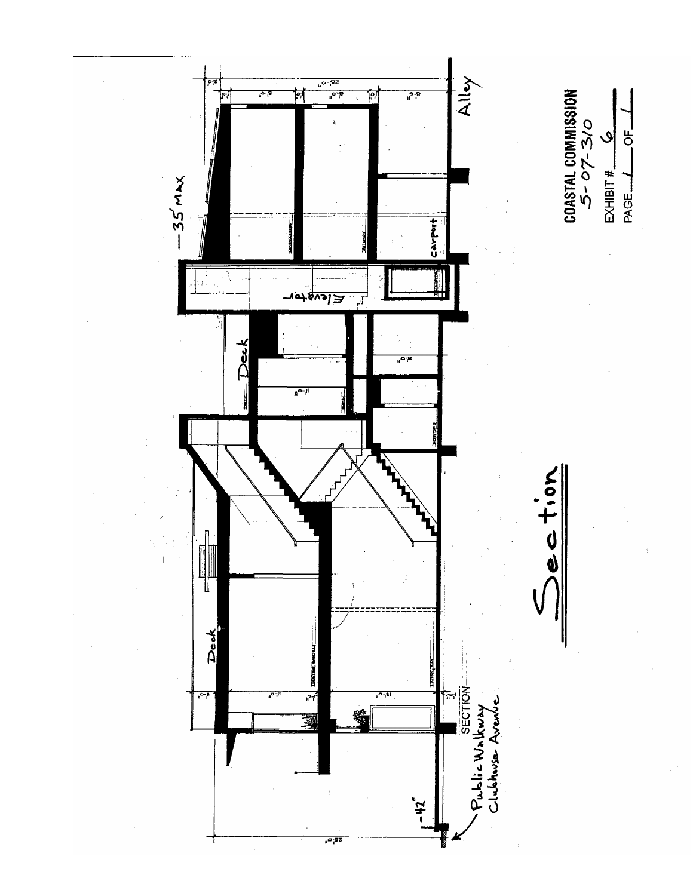35' MAX

Alley

carport

Elevator

Deck

Deck

-42"

SECTION

Public Walkway
Clubhouse Avenue

# Section

**COASTAL COMMISSION**
5-07-310

EXHIBIT # 6

PAGE 1 OF 1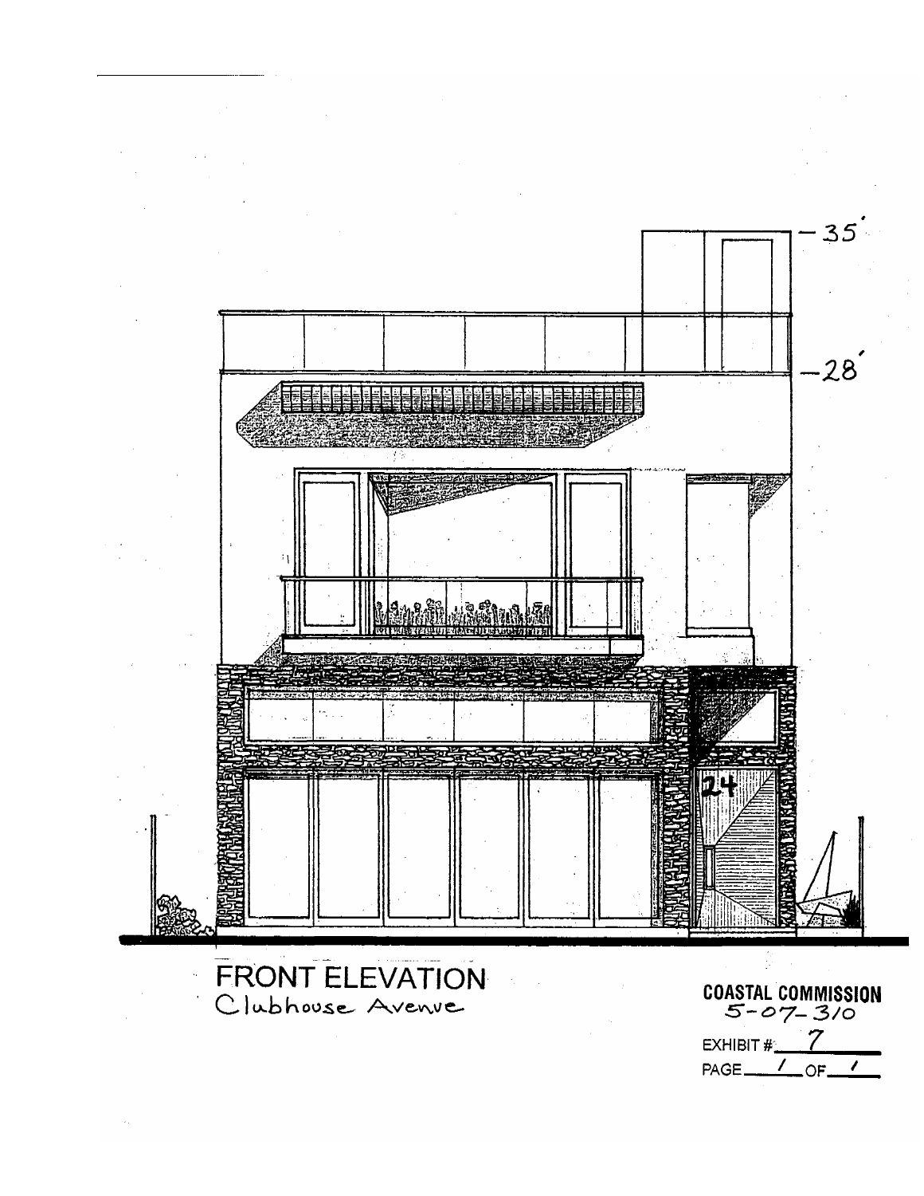35'

28'

24

FRONT ELEVATION
Clubhouse Avenue

COASTAL COMMISSION
5-07-310

EXHIBIT # 7

PAGE 1 OF 1